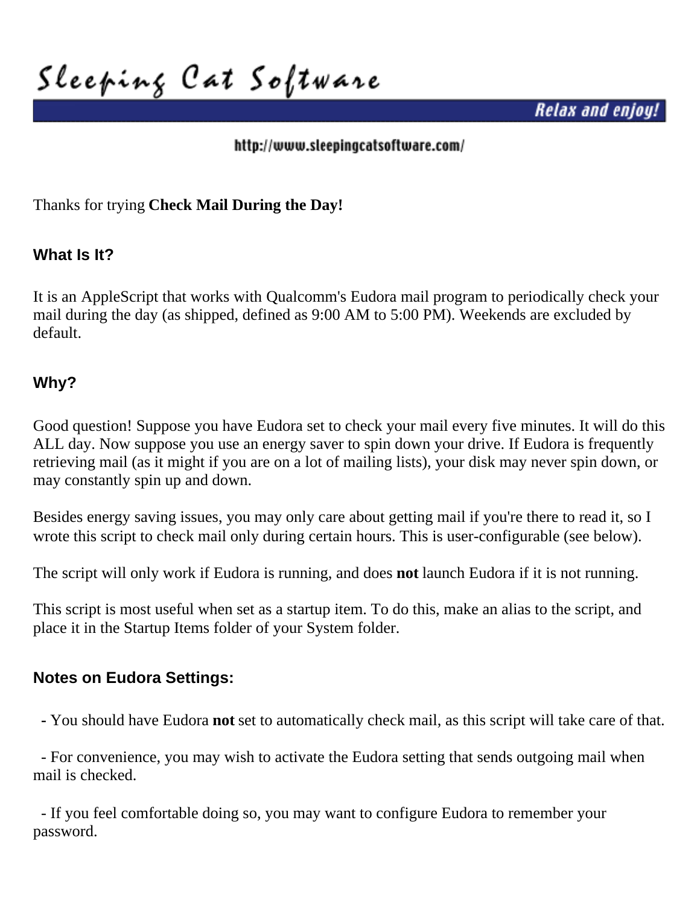# Sleeping Cat Software

Relax and enjoy!

http://www.sleepingcatsoftware.com/

Thanks for trying **Check Mail During the Day!**

## What Is It?

It is an AppleScript that works with Qualcomm's Eudora mail program to periodically check your mail during the day (as shipped, defined as 9:00 AM to 5:00 PM). Weekends are excluded by default.

## Why?

Good question! Suppose you have Eudora set to check your mail every five minutes. It will do this ALL day. Now suppose you use an energy saver to spin down your drive. If Eudora is frequently retrieving mail (as it might if you are on a lot of mailing lists), your disk may never spin down, or may constantly spin up and down.

Besides energy saving issues, you may only care about getting mail if you're there to read it, so I wrote this script to check mail only during certain hours. This is user-configurable (see below).

The script will only work if Eudora is running, and does **not** launch Eudora if it is not running.

This script is most useful when set as a startup item. To do this, make an alias to the script, and place it in the Startup Items folder of your System folder.

## Notes on Eudora Settings:

- You should have Eudora **not** set to automatically check mail, as this script will take care of that.

- For convenience, you may wish to activate the Eudora setting that sends outgoing mail when mail is checked.

- If you feel comfortable doing so, you may want to configure Eudora to remember your password.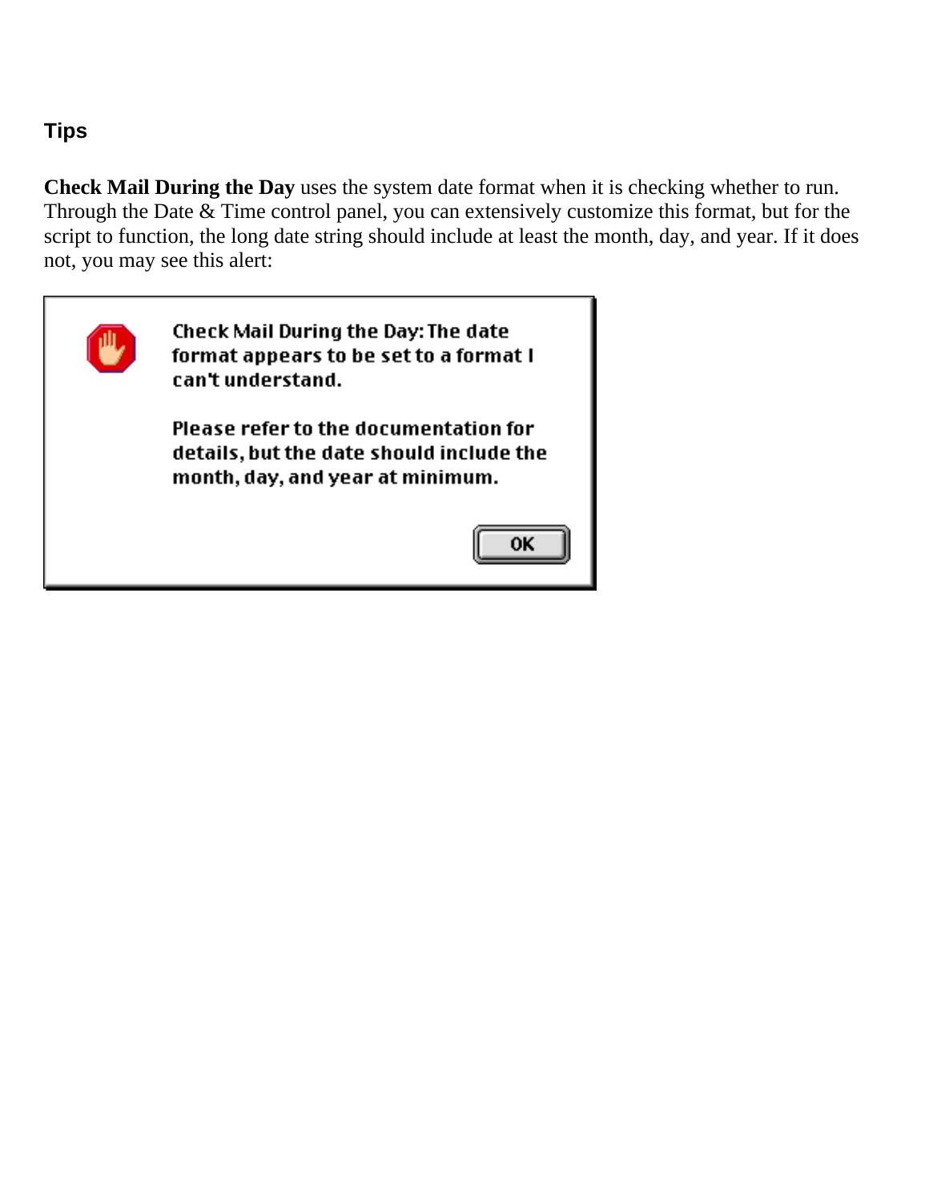## Tips

**Check Mail During the Day** uses the system date format when it is checking whether to run. Through the Date & Time control panel, you can extensively customize this format, but for the script to function, the long date string should include at least the month, day, and year. If it does not, you may see this alert:

Check Mail During the Day: The date format appears to be set to a format I can't understand.

Please refer to the documentation for details, but the date should include the month, day, and year at minimum.

OK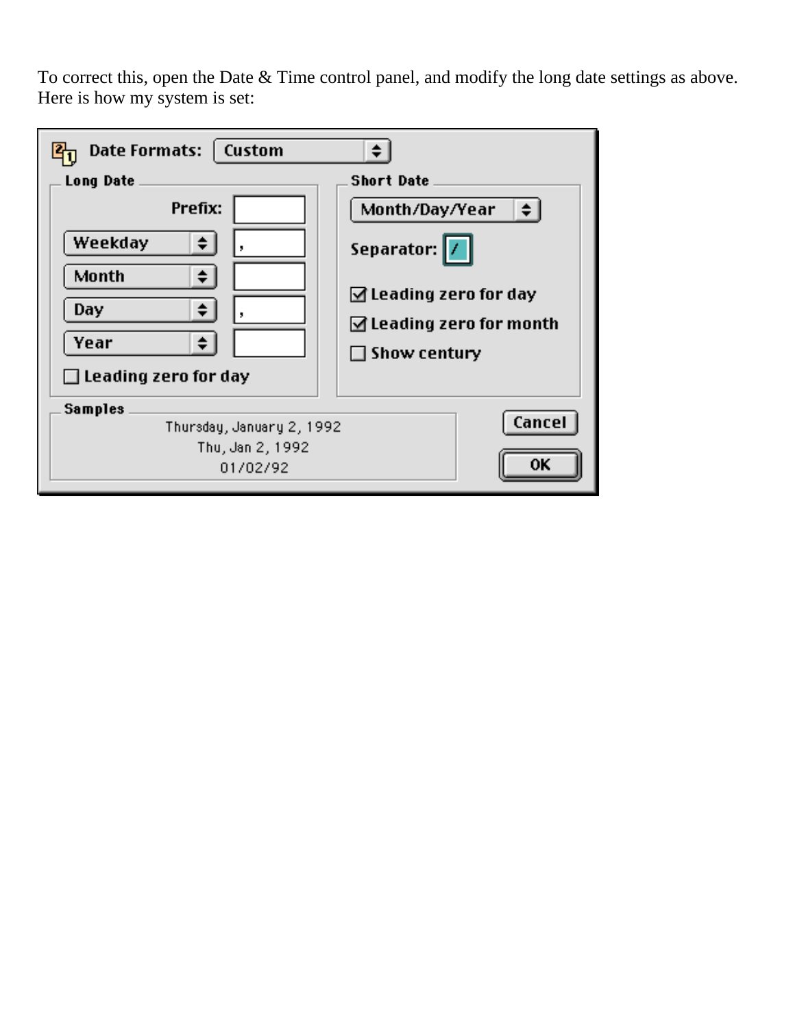To correct this, open the Date & Time control panel, and modify the long date settings as above. Here is how my system is set:

**Date Formats:** Custom

**Long Date**

Prefix: [ ]

| Field | Separator |
|---|---|
| Weekday | , |
| Month | |
| Day | , |
| Year | |

☐ Leading zero for day

**Short Date**

Month/Day/Year

Separator: /

☑ Leading zero for day

☑ Leading zero for month

☐ Show century

**Samples**

Thursday, January 2, 1992

Thu, Jan 2, 1992

01/02/92

Cancel

OK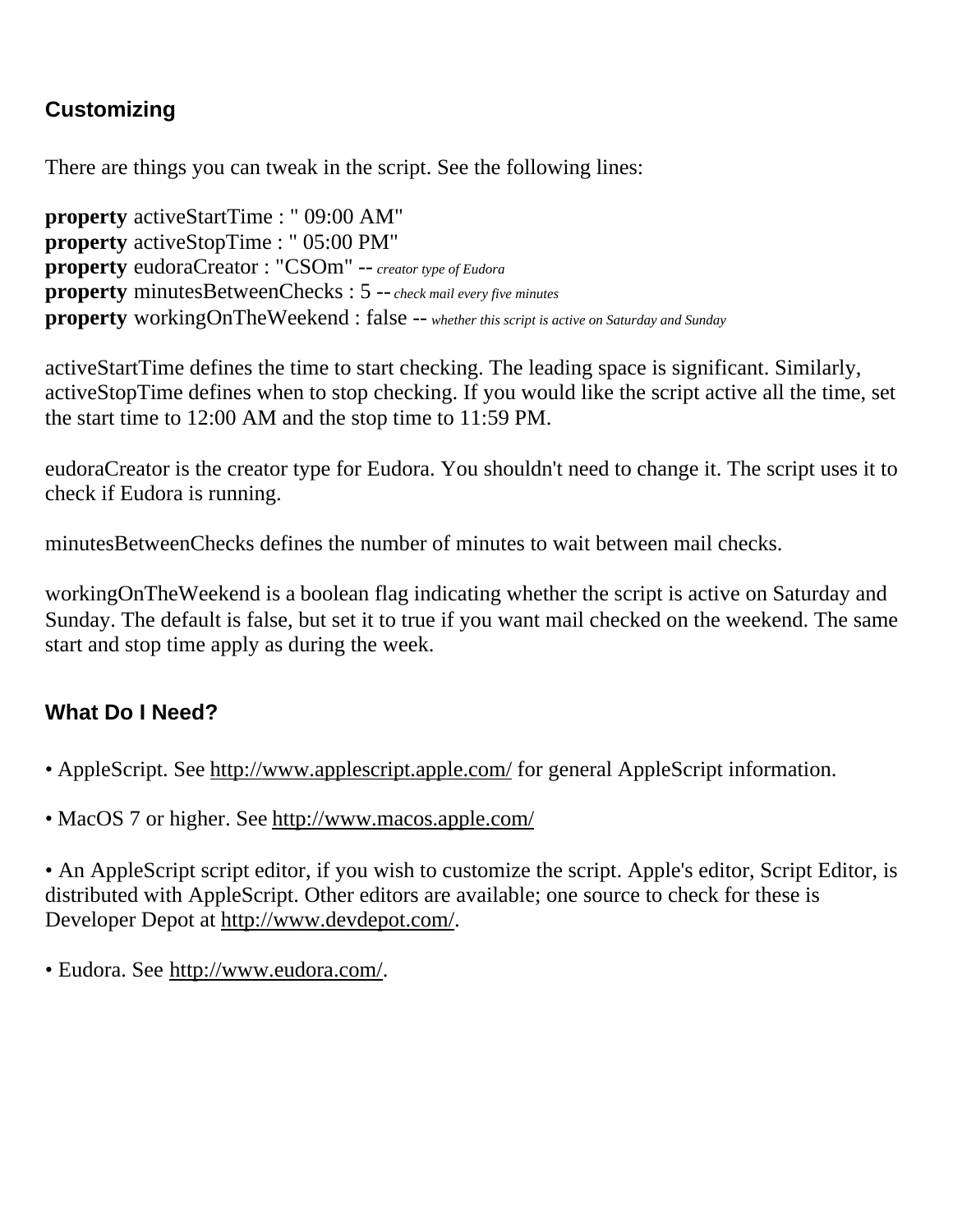## Customizing

There are things you can tweak in the script. See the following lines:

**property** activeStartTime : " 09:00 AM"
**property** activeStopTime : " 05:00 PM"
**property** eudoraCreator : "CSOm" -- *creator type of Eudora*
**property** minutesBetweenChecks : 5 -- *check mail every five minutes*
**property** workingOnTheWeekend : false -- *whether this script is active on Saturday and Sunday*

activeStartTime defines the time to start checking. The leading space is significant. Similarly, activeStopTime defines when to stop checking. If you would like the script active all the time, set the start time to 12:00 AM and the stop time to 11:59 PM.

eudoraCreator is the creator type for Eudora. You shouldn't need to change it. The script uses it to check if Eudora is running.

minutesBetweenChecks defines the number of minutes to wait between mail checks.

workingOnTheWeekend is a boolean flag indicating whether the script is active on Saturday and Sunday. The default is false, but set it to true if you want mail checked on the weekend. The same start and stop time apply as during the week.

## What Do I Need?

• AppleScript. See http://www.applescript.apple.com/ for general AppleScript information.

• MacOS 7 or higher. See http://www.macos.apple.com/

• An AppleScript script editor, if you wish to customize the script. Apple's editor, Script Editor, is distributed with AppleScript. Other editors are available; one source to check for these is Developer Depot at http://www.devdepot.com/.

• Eudora. See http://www.eudora.com/.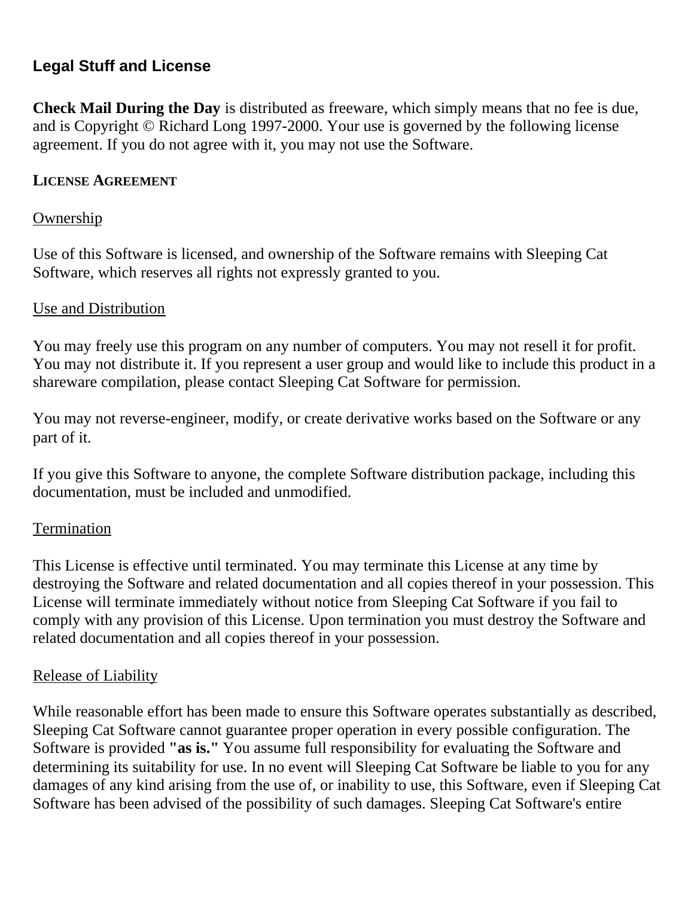## Legal Stuff and License

**Check Mail During the Day** is distributed as freeware, which simply means that no fee is due, and is Copyright © Richard Long 1997-2000. Your use is governed by the following license agreement. If you do not agree with it, you may not use the Software.

### LICENSE AGREEMENT

Ownership

Use of this Software is licensed, and ownership of the Software remains with Sleeping Cat Software, which reserves all rights not expressly granted to you.

Use and Distribution

You may freely use this program on any number of computers. You may not resell it for profit. You may not distribute it. If you represent a user group and would like to include this product in a shareware compilation, please contact Sleeping Cat Software for permission.

You may not reverse-engineer, modify, or create derivative works based on the Software or any part of it.

If you give this Software to anyone, the complete Software distribution package, including this documentation, must be included and unmodified.

Termination

This License is effective until terminated. You may terminate this License at any time by destroying the Software and related documentation and all copies thereof in your possession. This License will terminate immediately without notice from Sleeping Cat Software if you fail to comply with any provision of this License. Upon termination you must destroy the Software and related documentation and all copies thereof in your possession.

Release of Liability

While reasonable effort has been made to ensure this Software operates substantially as described, Sleeping Cat Software cannot guarantee proper operation in every possible configuration. The Software is provided **"as is."** You assume full responsibility for evaluating the Software and determining its suitability for use. In no event will Sleeping Cat Software be liable to you for any damages of any kind arising from the use of, or inability to use, this Software, even if Sleeping Cat Software has been advised of the possibility of such damages. Sleeping Cat Software's entire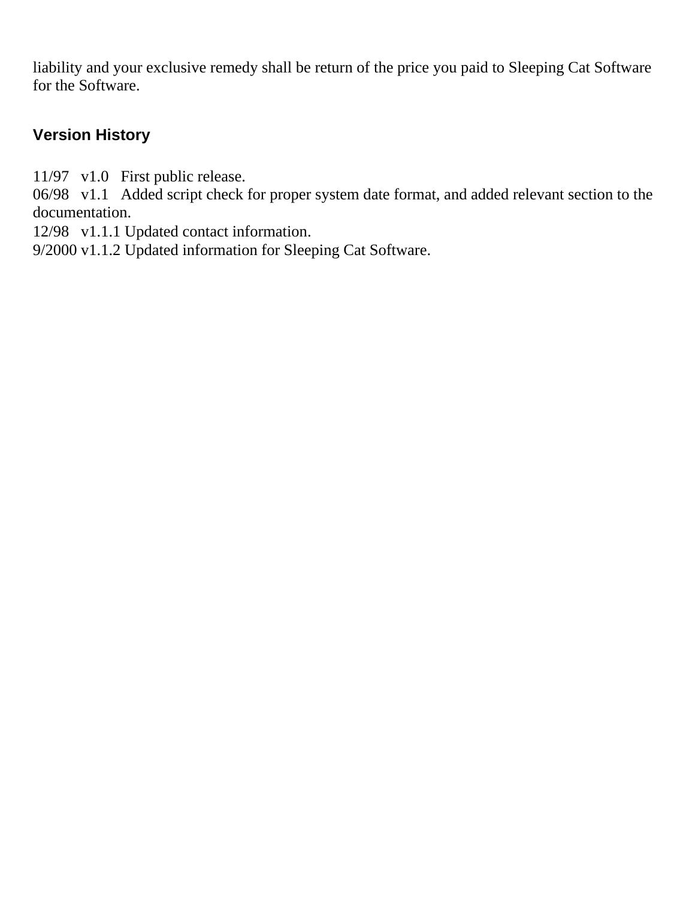liability and your exclusive remedy shall be return of the price you paid to Sleeping Cat Software for the Software.

## Version History

11/97 v1.0 First public release.
06/98 v1.1 Added script check for proper system date format, and added relevant section to the documentation.
12/98 v1.1.1 Updated contact information.
9/2000 v1.1.2 Updated information for Sleeping Cat Software.